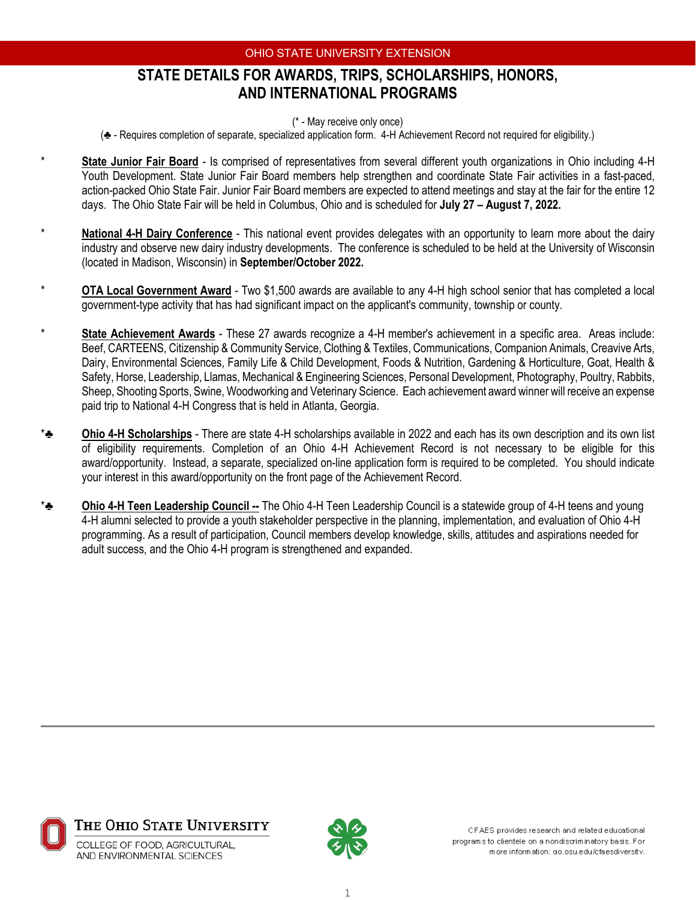OHIO STATE UNIVERSITY EXTENSION

# STATE DETAILS FOR AWARDS, TRIPS, SCHOLARSHIPS, HONORS, AND INTERNATIONAL PROGRAMS

(* - May receive only once)
(♣ - Requires completion of separate, specialized application form. 4-H Achievement Record not required for eligibility.)

\* **State Junior Fair Board** - Is comprised of representatives from several different youth organizations in Ohio including 4-H Youth Development. State Junior Fair Board members help strengthen and coordinate State Fair activities in a fast-paced, action-packed Ohio State Fair. Junior Fair Board members are expected to attend meetings and stay at the fair for the entire 12 days. The Ohio State Fair will be held in Columbus, Ohio and is scheduled for **July 27 – August 7, 2022.**

\* **National 4-H Dairy Conference** - This national event provides delegates with an opportunity to learn more about the dairy industry and observe new dairy industry developments. The conference is scheduled to be held at the University of Wisconsin (located in Madison, Wisconsin) in **September/October 2022.**

\* **OTA Local Government Award** - Two $1,500 awards are available to any 4-H high school senior that has completed a local government-type activity that has had significant impact on the applicant's community, township or county.

\* **State Achievement Awards** - These 27 awards recognize a 4-H member's achievement in a specific area. Areas include: Beef, CARTEENS, Citizenship & Community Service, Clothing & Textiles, Communications, Companion Animals, Creavive Arts, Dairy, Environmental Sciences, Family Life & Child Development, Foods & Nutrition, Gardening & Horticulture, Goat, Health & Safety, Horse, Leadership, Llamas, Mechanical & Engineering Sciences, Personal Development, Photography, Poultry, Rabbits, Sheep, Shooting Sports, Swine, Woodworking and Veterinary Science. Each achievement award winner will receive an expense paid trip to National 4-H Congress that is held in Atlanta, Georgia.

*♣ **Ohio 4-H Scholarships** - There are state 4-H scholarships available in 2022 and each has its own description and its own list of eligibility requirements. Completion of an Ohio 4-H Achievement Record is not necessary to be eligible for this award/opportunity. Instead, a separate, specialized on-line application form is required to be completed. You should indicate your interest in this award/opportunity on the front page of the Achievement Record.

*♣ **Ohio 4-H Teen Leadership Council --** The Ohio 4-H Teen Leadership Council is a statewide group of 4-H teens and young 4-H alumni selected to provide a youth stakeholder perspective in the planning, implementation, and evaluation of Ohio 4-H programming. As a result of participation, Council members develop knowledge, skills, attitudes and aspirations needed for adult success, and the Ohio 4-H program is strengthened and expanded.

THE OHIO STATE UNIVERSITY
COLLEGE OF FOOD, AGRICULTURAL, AND ENVIRONMENTAL SCIENCES

CFAES provides research and related educational programs to clientele on a nondiscriminatory basis. For more information: go.osu.edu/cfaesdiversity.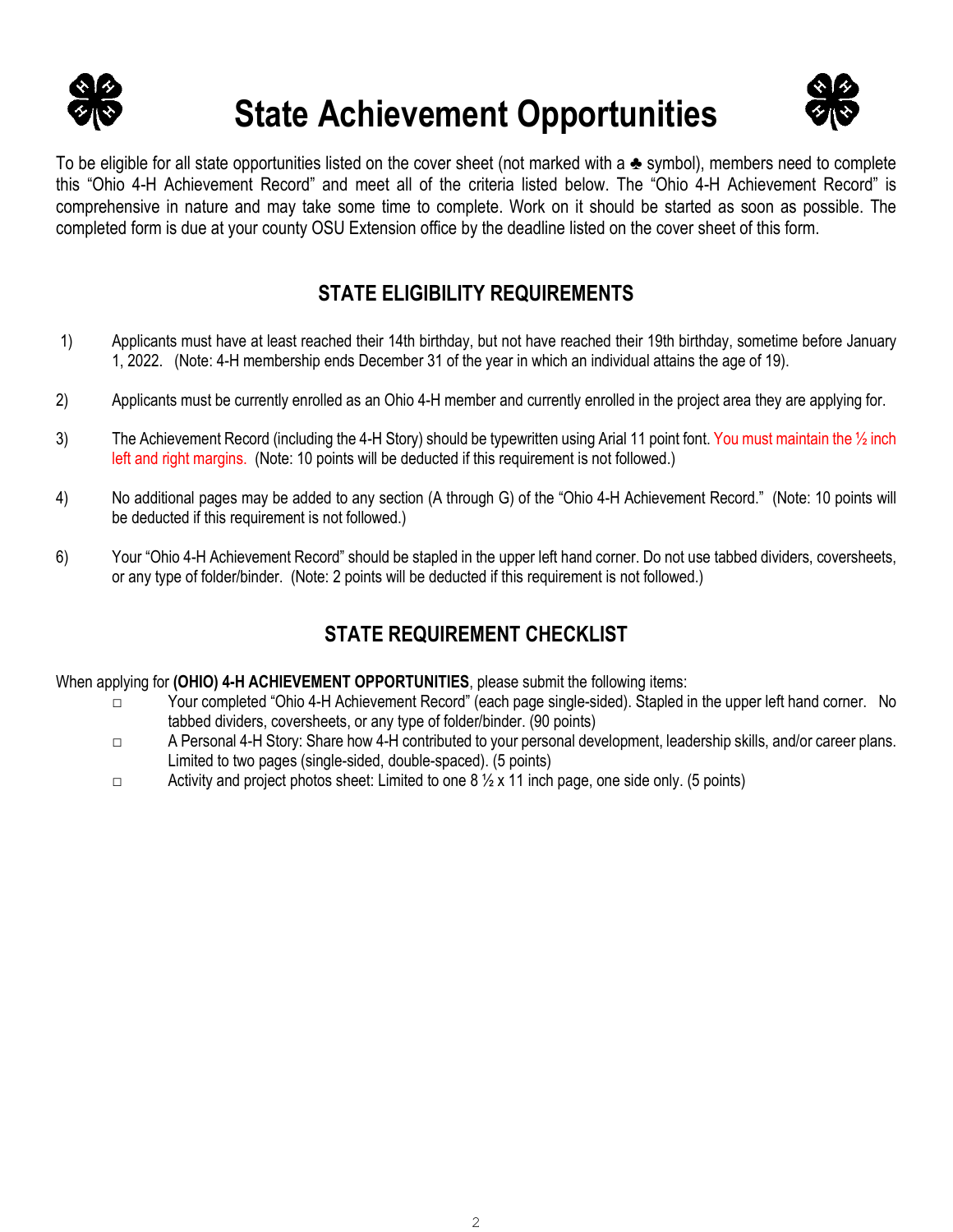# State Achievement Opportunities

To be eligible for all state opportunities listed on the cover sheet (not marked with a ♣ symbol), members need to complete this "Ohio 4-H Achievement Record" and meet all of the criteria listed below. The "Ohio 4-H Achievement Record" is comprehensive in nature and may take some time to complete. Work on it should be started as soon as possible. The completed form is due at your county OSU Extension office by the deadline listed on the cover sheet of this form.

## STATE ELIGIBILITY REQUIREMENTS

1) Applicants must have at least reached their 14th birthday, but not have reached their 19th birthday, sometime before January 1, 2022. (Note: 4-H membership ends December 31 of the year in which an individual attains the age of 19).

2) Applicants must be currently enrolled as an Ohio 4-H member and currently enrolled in the project area they are applying for.

3) The Achievement Record (including the 4-H Story) should be typewritten using Arial 11 point font. You must maintain the ½ inch left and right margins. (Note: 10 points will be deducted if this requirement is not followed.)

4) No additional pages may be added to any section (A through G) of the "Ohio 4-H Achievement Record." (Note: 10 points will be deducted if this requirement is not followed.)

6) Your "Ohio 4-H Achievement Record" should be stapled in the upper left hand corner. Do not use tabbed dividers, coversheets, or any type of folder/binder. (Note: 2 points will be deducted if this requirement is not followed.)

## STATE REQUIREMENT CHECKLIST

When applying for **(OHIO) 4-H ACHIEVEMENT OPPORTUNITIES**, please submit the following items:

- □ Your completed "Ohio 4-H Achievement Record" (each page single-sided). Stapled in the upper left hand corner. No tabbed dividers, coversheets, or any type of folder/binder. (90 points)
- □ A Personal 4-H Story: Share how 4-H contributed to your personal development, leadership skills, and/or career plans. Limited to two pages (single-sided, double-spaced). (5 points)
- □ Activity and project photos sheet: Limited to one 8 ½ x 11 inch page, one side only. (5 points)